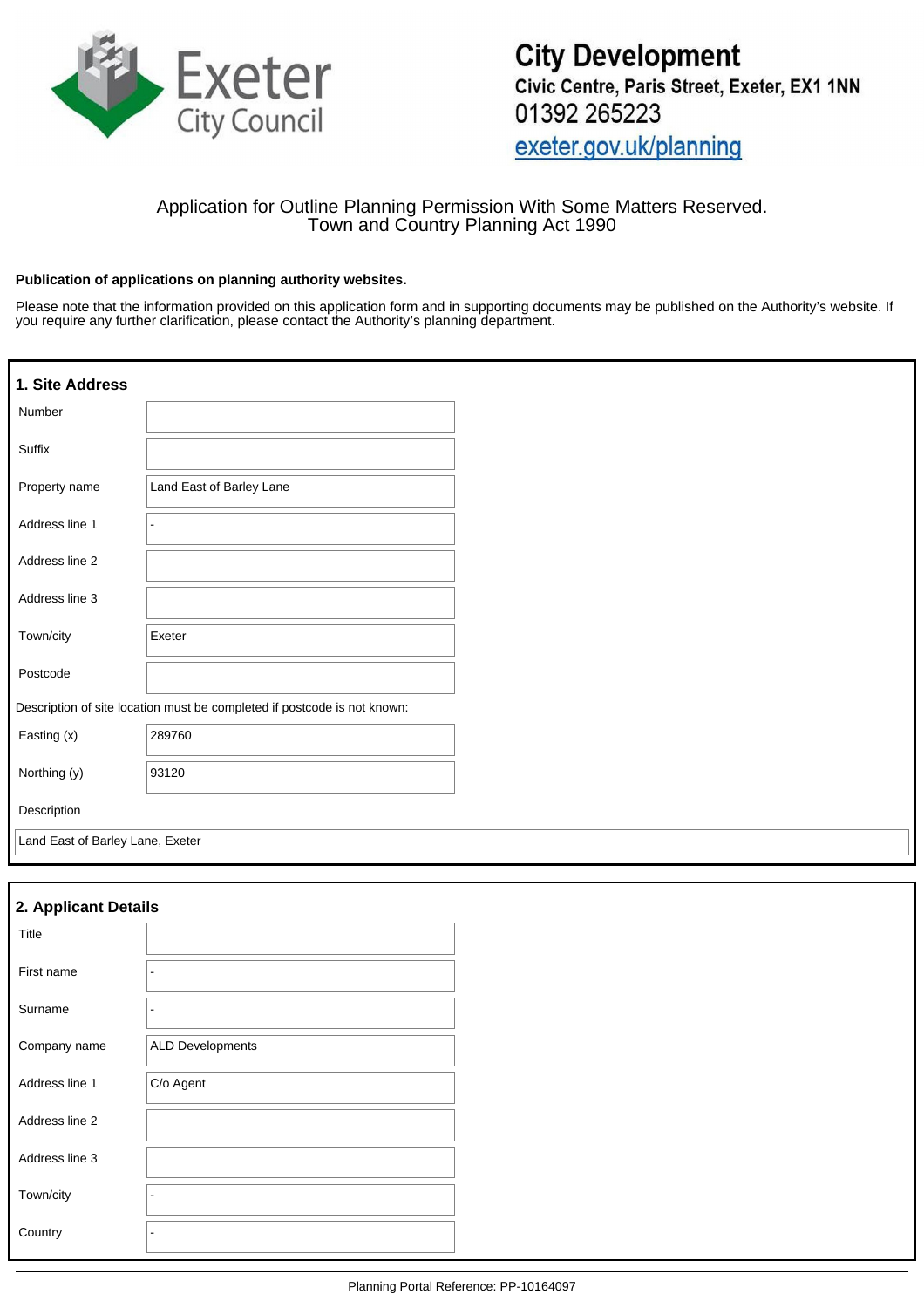Exeter City Council

**City Development**
**Civic Centre, Paris Street, Exeter, EX1 1NN**
01392 265223
exeter.gov.uk/planning

Application for Outline Planning Permission With Some Matters Reserved.
Town and Country Planning Act 1990

**Publication of applications on planning authority websites.**

Please note that the information provided on this application form and in supporting documents may be published on the Authority's website. If you require any further clarification, please contact the Authority's planning department.

## 1. Site Address

| | |
|---|---|
| Number | |
| Suffix | |
| Property name | Land East of Barley Lane |
| Address line 1 | - |
| Address line 2 | |
| Address line 3 | |
| Town/city | Exeter |
| Postcode | |

Description of site location must be completed if postcode is not known:

| | |
|---|---|
| Easting (x) | 289760 |
| Northing (y) | 93120 |

Description

Land East of Barley Lane, Exeter

## 2. Applicant Details

| | |
|---|---|
| Title | |
| First name | - |
| Surname | - |
| Company name | ALD Developments |
| Address line 1 | C/o Agent |
| Address line 2 | |
| Address line 3 | |
| Town/city | - |
| Country | - |

Planning Portal Reference: PP-10164097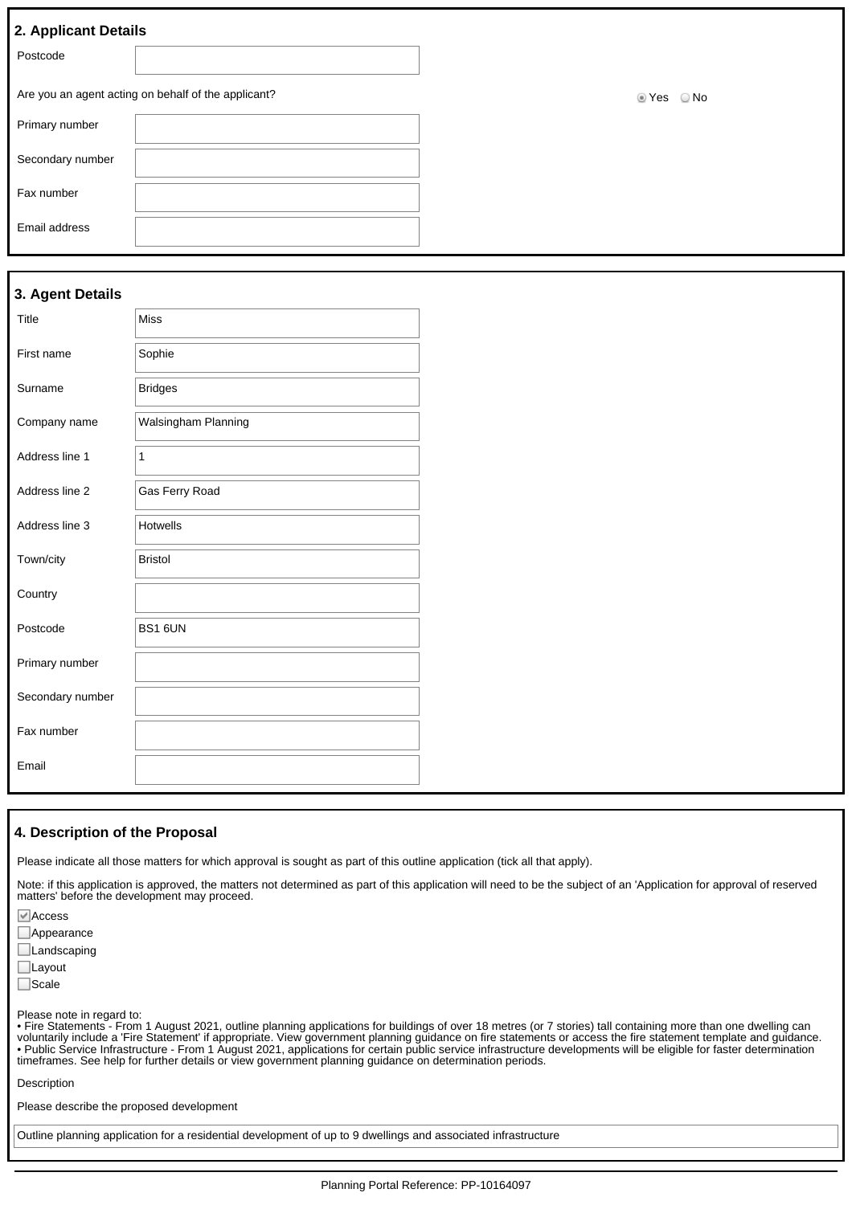## 2. Applicant Details

| | |
|---|---|
| Postcode | |

Are you an agent acting on behalf of the applicant? ◉ Yes ○ No

| | |
|---|---|
| Primary number | |
| Secondary number | |
| Fax number | |
| Email address | |

## 3. Agent Details

| | |
|---|---|
| Title | Miss |
| First name | Sophie |
| Surname | Bridges |
| Company name | Walsingham Planning |
| Address line 1 | 1 |
| Address line 2 | Gas Ferry Road |
| Address line 3 | Hotwells |
| Town/city | Bristol |
| Country | |
| Postcode | BS1 6UN |
| Primary number | |
| Secondary number | |
| Fax number | |
| Email | |

## 4. Description of the Proposal

Please indicate all those matters for which approval is sought as part of this outline application (tick all that apply).

Note: if this application is approved, the matters not determined as part of this application will need to be the subject of an 'Application for approval of reserved matters' before the development may proceed.

- [x] Access
- [ ] Appearance
- [ ] Landscaping
- [ ] Layout
- [ ] Scale

Please note in regard to:
- Fire Statements - From 1 August 2021, outline planning applications for buildings of over 18 metres (or 7 stories) tall containing more than one dwelling can voluntarily include a 'Fire Statement' if appropriate. View government planning guidance on fire statements or access the fire statement template and guidance.
- Public Service Infrastructure - From 1 August 2021, applications for certain public service infrastructure developments will be eligible for faster determination timeframes. See help for further details or view government planning guidance on determination periods.

Description

Please describe the proposed development

Outline planning application for a residential development of up to 9 dwellings and associated infrastructure

Planning Portal Reference: PP-10164097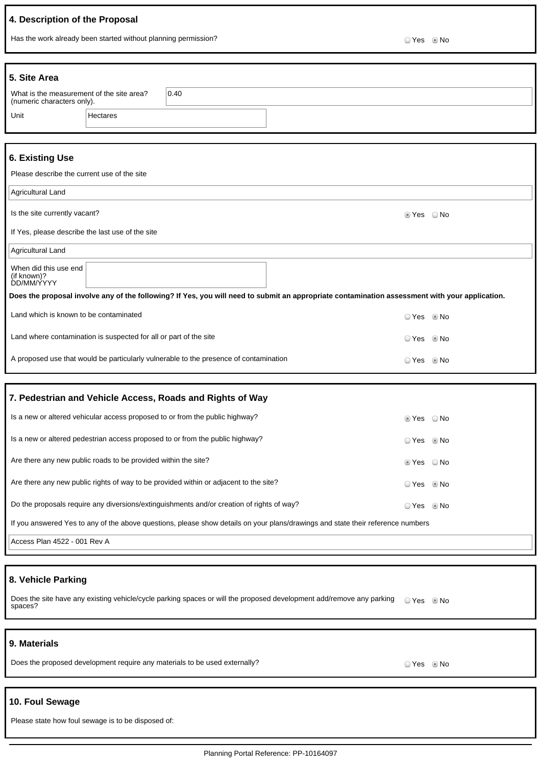## 4. Description of the Proposal

Has the work already been started without planning permission? ○ Yes ◉ No

## 5. Site Area

| What is the measurement of the site area? (numeric characters only). | 0.40 |
|---|---|
| Unit | Hectares |

## 6. Existing Use

Please describe the current use of the site

Agricultural Land

Is the site currently vacant? ◉ Yes ○ No

If Yes, please describe the last use of the site

Agricultural Land

When did this use end (if known)? DD/MM/YYYY

**Does the proposal involve any of the following? If Yes, you will need to submit an appropriate contamination assessment with your application.**

Land which is known to be contaminated ○ Yes ◉ No

Land where contamination is suspected for all or part of the site ○ Yes ◉ No

A proposed use that would be particularly vulnerable to the presence of contamination ○ Yes ◉ No

## 7. Pedestrian and Vehicle Access, Roads and Rights of Way

Is a new or altered vehicular access proposed to or from the public highway? ◉ Yes ○ No

Is a new or altered pedestrian access proposed to or from the public highway? ○ Yes ◉ No

Are there any new public roads to be provided within the site? ◉ Yes ○ No

Are there any new public rights of way to be provided within or adjacent to the site? ○ Yes ◉ No

Do the proposals require any diversions/extinguishments and/or creation of rights of way? ○ Yes ◉ No

If you answered Yes to any of the above questions, please show details on your plans/drawings and state their reference numbers

Access Plan 4522 - 001 Rev A

## 8. Vehicle Parking

Does the site have any existing vehicle/cycle parking spaces or will the proposed development add/remove any parking spaces? ○ Yes ◉ No

## 9. Materials

Does the proposed development require any materials to be used externally? ○ Yes ◉ No

## 10. Foul Sewage

Please state how foul sewage is to be disposed of:

Planning Portal Reference: PP-10164097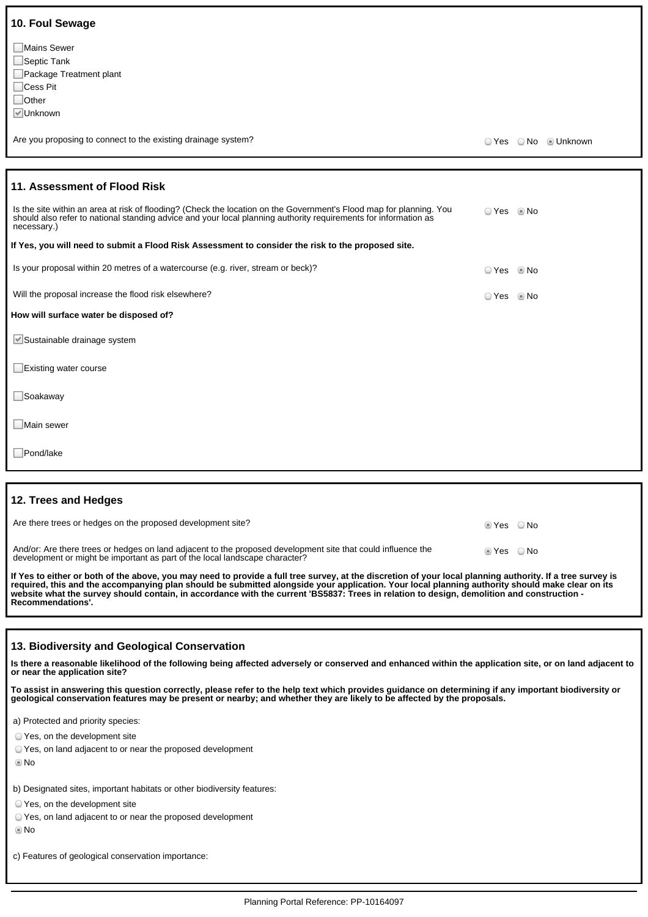## 10. Foul Sewage

- [ ] Mains Sewer
- [ ] Septic Tank
- [ ] Package Treatment plant
- [ ] Cess Pit
- [ ] Other
- [x] Unknown

Are you proposing to connect to the existing drainage system? ○ Yes ○ No ◉ Unknown

## 11. Assessment of Flood Risk

Is the site within an area at risk of flooding? (Check the location on the Government's Flood map for planning. You should also refer to national standing advice and your local planning authority requirements for information as necessary.) ○ Yes ◉ No

**If Yes, you will need to submit a Flood Risk Assessment to consider the risk to the proposed site.**

Is your proposal within 20 metres of a watercourse (e.g. river, stream or beck)? ○ Yes ◉ No

Will the proposal increase the flood risk elsewhere? ○ Yes ◉ No

**How will surface water be disposed of?**

- [x] Sustainable drainage system
- [ ] Existing water course
- [ ] Soakaway
- [ ] Main sewer
- [ ] Pond/lake

## 12. Trees and Hedges

Are there trees or hedges on the proposed development site? ◉ Yes ○ No

And/or: Are there trees or hedges on land adjacent to the proposed development site that could influence the development or might be important as part of the local landscape character? ◉ Yes ○ No

**If Yes to either or both of the above, you may need to provide a full tree survey, at the discretion of your local planning authority. If a tree survey is required, this and the accompanying plan should be submitted alongside your application. Your local planning authority should make clear on its website what the survey should contain, in accordance with the current 'BS5837: Trees in relation to design, demolition and construction - Recommendations'.**

## 13. Biodiversity and Geological Conservation

**Is there a reasonable likelihood of the following being affected adversely or conserved and enhanced within the application site, or on land adjacent to or near the application site?**

**To assist in answering this question correctly, please refer to the help text which provides guidance on determining if any important biodiversity or geological conservation features may be present or nearby; and whether they are likely to be affected by the proposals.**

a) Protected and priority species:

○ Yes, on the development site
○ Yes, on land adjacent to or near the proposed development
◉ No

b) Designated sites, important habitats or other biodiversity features:

○ Yes, on the development site
○ Yes, on land adjacent to or near the proposed development
◉ No

c) Features of geological conservation importance:

Planning Portal Reference: PP-10164097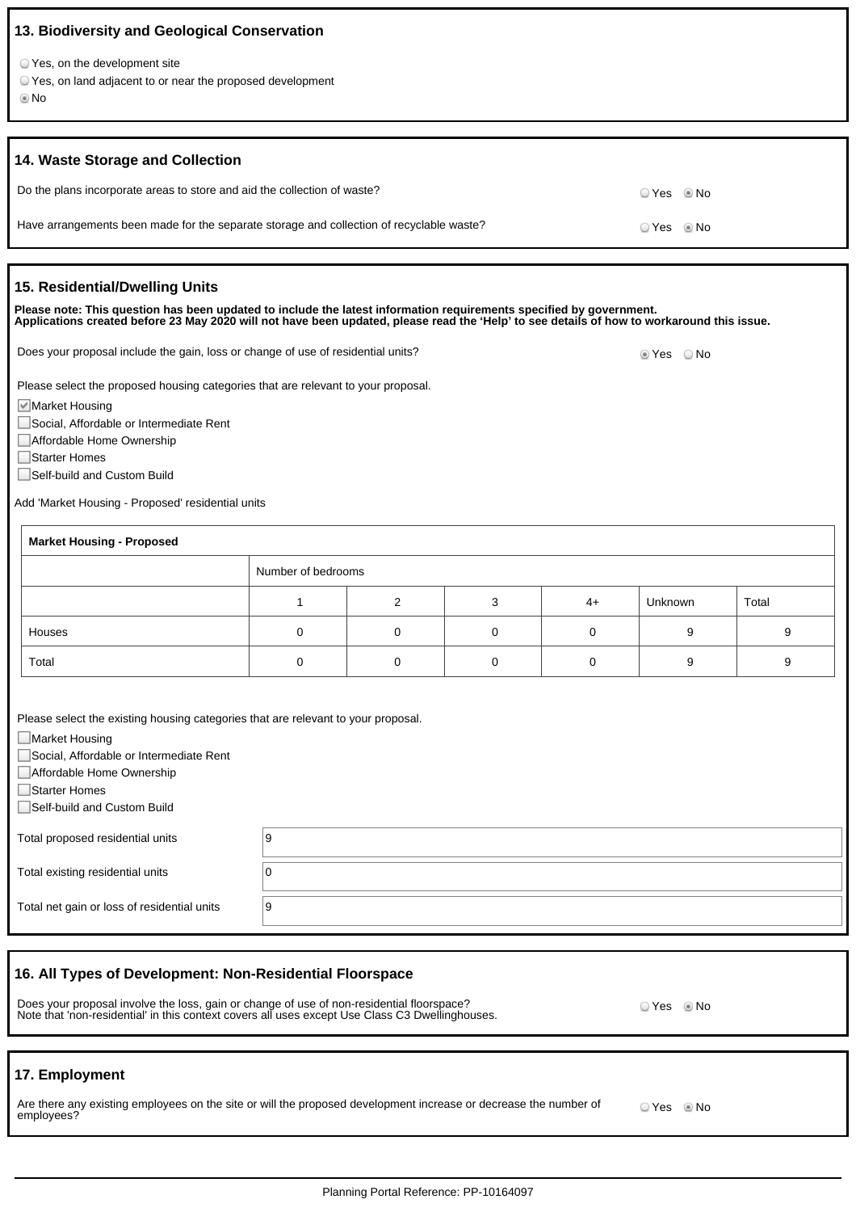## 13. Biodiversity and Geological Conservation

- ○ Yes, on the development site
- ○ Yes, on land adjacent to or near the proposed development
- ◉ No

## 14. Waste Storage and Collection

Do the plans incorporate areas to store and aid the collection of waste? ○ Yes ◉ No

Have arrangements been made for the separate storage and collection of recyclable waste? ○ Yes ◉ No

## 15. Residential/Dwelling Units

**Please note: This question has been updated to include the latest information requirements specified by government. Applications created before 23 May 2020 will not have been updated, please read the 'Help' to see details of how to workaround this issue.**

Does your proposal include the gain, loss or change of use of residential units? ◉ Yes ○ No

Please select the proposed housing categories that are relevant to your proposal.

- ☑ Market Housing
- ☐ Social, Affordable or Intermediate Rent
- ☐ Affordable Home Ownership
- ☐ Starter Homes
- ☐ Self-build and Custom Build

Add 'Market Housing - Proposed' residential units

| **Market Housing - Proposed** | | | | | | |
|---|---|---|---|---|---|---|
| | Number of bedrooms | | | | | |
| | 1 | 2 | 3 | 4+ | Unknown | Total |
| Houses | 0 | 0 | 0 | 0 | 9 | 9 |
| Total | 0 | 0 | 0 | 0 | 9 | 9 |

Please select the existing housing categories that are relevant to your proposal.

- ☐ Market Housing
- ☐ Social, Affordable or Intermediate Rent
- ☐ Affordable Home Ownership
- ☐ Starter Homes
- ☐ Self-build and Custom Build

| | |
|---|---|
| Total proposed residential units | 9 |
| Total existing residential units | 0 |
| Total net gain or loss of residential units | 9 |

## 16. All Types of Development: Non-Residential Floorspace

Does your proposal involve the loss, gain or change of use of non-residential floorspace?
Note that 'non-residential' in this context covers all uses except Use Class C3 Dwellinghouses. ○ Yes ◉ No

## 17. Employment

Are there any existing employees on the site or will the proposed development increase or decrease the number of employees? ○ Yes ◉ No

Planning Portal Reference: PP-10164097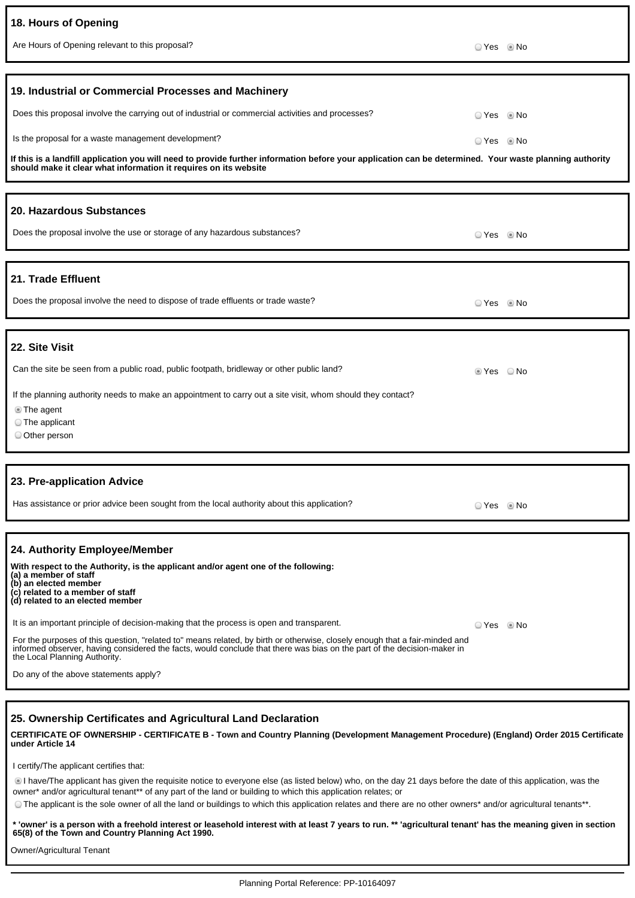## 18. Hours of Opening

Are Hours of Opening relevant to this proposal? ○ Yes ◉ No

## 19. Industrial or Commercial Processes and Machinery

Does this proposal involve the carrying out of industrial or commercial activities and processes? ○ Yes ◉ No

Is the proposal for a waste management development? ○ Yes ◉ No

**If this is a landfill application you will need to provide further information before your application can be determined. Your waste planning authority should make it clear what information it requires on its website**

## 20. Hazardous Substances

Does the proposal involve the use or storage of any hazardous substances? ○ Yes ◉ No

## 21. Trade Effluent

Does the proposal involve the need to dispose of trade effluents or trade waste? ○ Yes ◉ No

## 22. Site Visit

Can the site be seen from a public road, public footpath, bridleway or other public land? ◉ Yes ○ No

If the planning authority needs to make an appointment to carry out a site visit, whom should they contact?

◉ The agent
○ The applicant
○ Other person

## 23. Pre-application Advice

Has assistance or prior advice been sought from the local authority about this application? ○ Yes ◉ No

## 24. Authority Employee/Member

**With respect to the Authority, is the applicant and/or agent one of the following:**
**(a) a member of staff**
**(b) an elected member**
**(c) related to a member of staff**
**(d) related to an elected member**

It is an important principle of decision-making that the process is open and transparent. ○ Yes ◉ No

For the purposes of this question, "related to" means related, by birth or otherwise, closely enough that a fair-minded and informed observer, having considered the facts, would conclude that there was bias on the part of the decision-maker in the Local Planning Authority.

Do any of the above statements apply?

## 25. Ownership Certificates and Agricultural Land Declaration

**CERTIFICATE OF OWNERSHIP - CERTIFICATE B - Town and Country Planning (Development Management Procedure) (England) Order 2015 Certificate under Article 14**

I certify/The applicant certifies that:

◉ I have/The applicant has given the requisite notice to everyone else (as listed below) who, on the day 21 days before the date of this application, was the owner* and/or agricultural tenant** of any part of the land or building to which this application relates; or

○ The applicant is the sole owner of all the land or buildings to which this application relates and there are no other owners* and/or agricultural tenants**.

*** 'owner' is a person with a freehold interest or leasehold interest with at least 7 years to run. ** 'agricultural tenant' has the meaning given in section 65(8) of the Town and Country Planning Act 1990.**

Owner/Agricultural Tenant

Planning Portal Reference: PP-10164097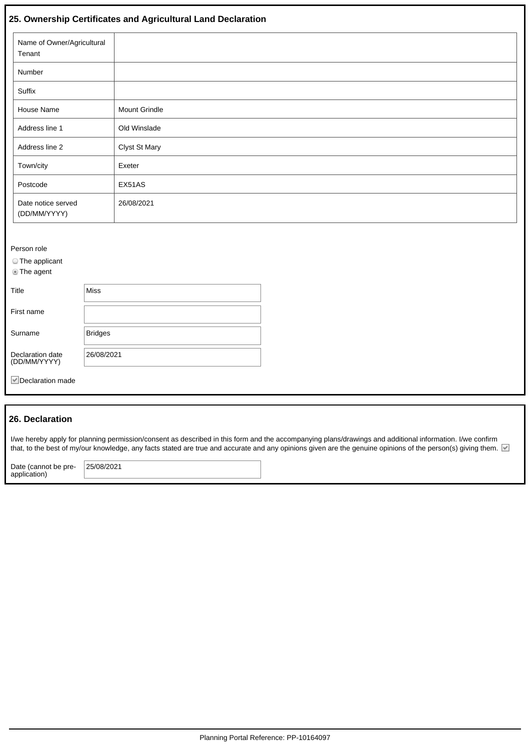## 25. Ownership Certificates and Agricultural Land Declaration

| | |
|---|---|
| Name of Owner/Agricultural Tenant | |
| Number | |
| Suffix | |
| House Name | Mount Grindle |
| Address line 1 | Old Winslade |
| Address line 2 | Clyst St Mary |
| Town/city | Exeter |
| Postcode | EX51AS |
| Date notice served (DD/MM/YYYY) | 26/08/2021 |

Person role

- ○ The applicant
- ◉ The agent

| | |
|---|---|
| Title | Miss |
| First name | |
| Surname | Bridges |
| Declaration date (DD/MM/YYYY) | 26/08/2021 |

☑ Declaration made

## 26. Declaration

I/we hereby apply for planning permission/consent as described in this form and the accompanying plans/drawings and additional information. I/we confirm that, to the best of my/our knowledge, any facts stated are true and accurate and any opinions given are the genuine opinions of the person(s) giving them. ☑

| | |
|---|---|
| Date (cannot be pre-application) | 25/08/2021 |

Planning Portal Reference: PP-10164097